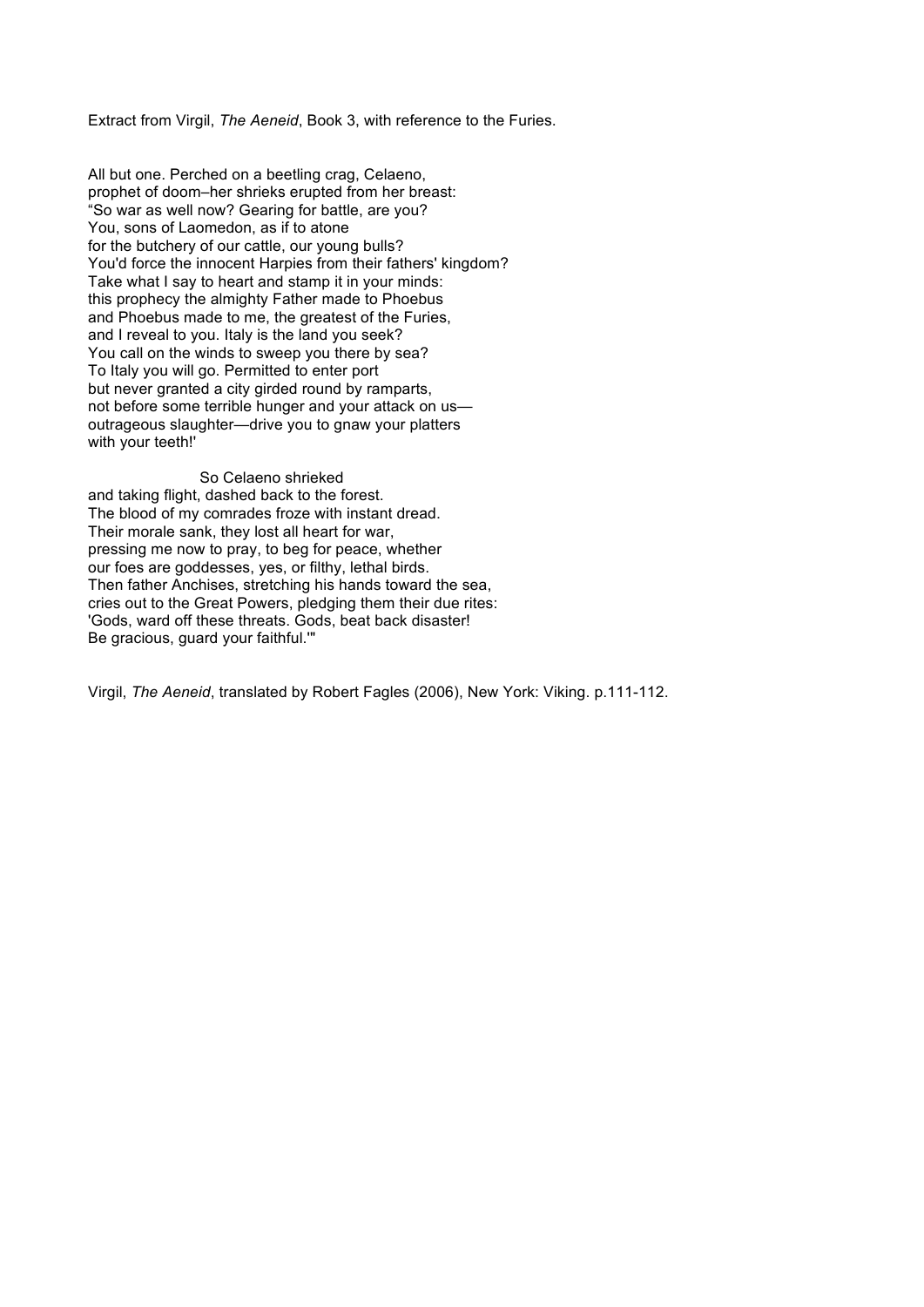Extract from Virgil, *The Aeneid*, Book 3, with reference to the Furies.

All but one. Perched on a beetling crag, Celaeno,
prophet of doom–her shrieks erupted from her breast:
“So war as well now? Gearing for battle, are you?
You, sons of Laomedon, as if to atone
for the butchery of our cattle, our young bulls?
You'd force the innocent Harpies from their fathers' kingdom?
Take what I say to heart and stamp it in your minds:
this prophecy the almighty Father made to Phoebus
and Phoebus made to me, the greatest of the Furies,
and I reveal to you. Italy is the land you seek?
You call on the winds to sweep you there by sea?
To Italy you will go. Permitted to enter port
but never granted a city girded round by ramparts,
not before some terrible hunger and your attack on us—
outrageous slaughter—drive you to gnaw your platters
with your teeth!'

So Celaeno shrieked
and taking flight, dashed back to the forest.
The blood of my comrades froze with instant dread.
Their morale sank, they lost all heart for war,
pressing me now to pray, to beg for peace, whether
our foes are goddesses, yes, or filthy, lethal birds.
Then father Anchises, stretching his hands toward the sea,
cries out to the Great Powers, pledging them their due rites:
'Gods, ward off these threats. Gods, beat back disaster!
Be gracious, guard your faithful.'"

Virgil, *The Aeneid*, translated by Robert Fagles (2006), New York: Viking. p.111-112.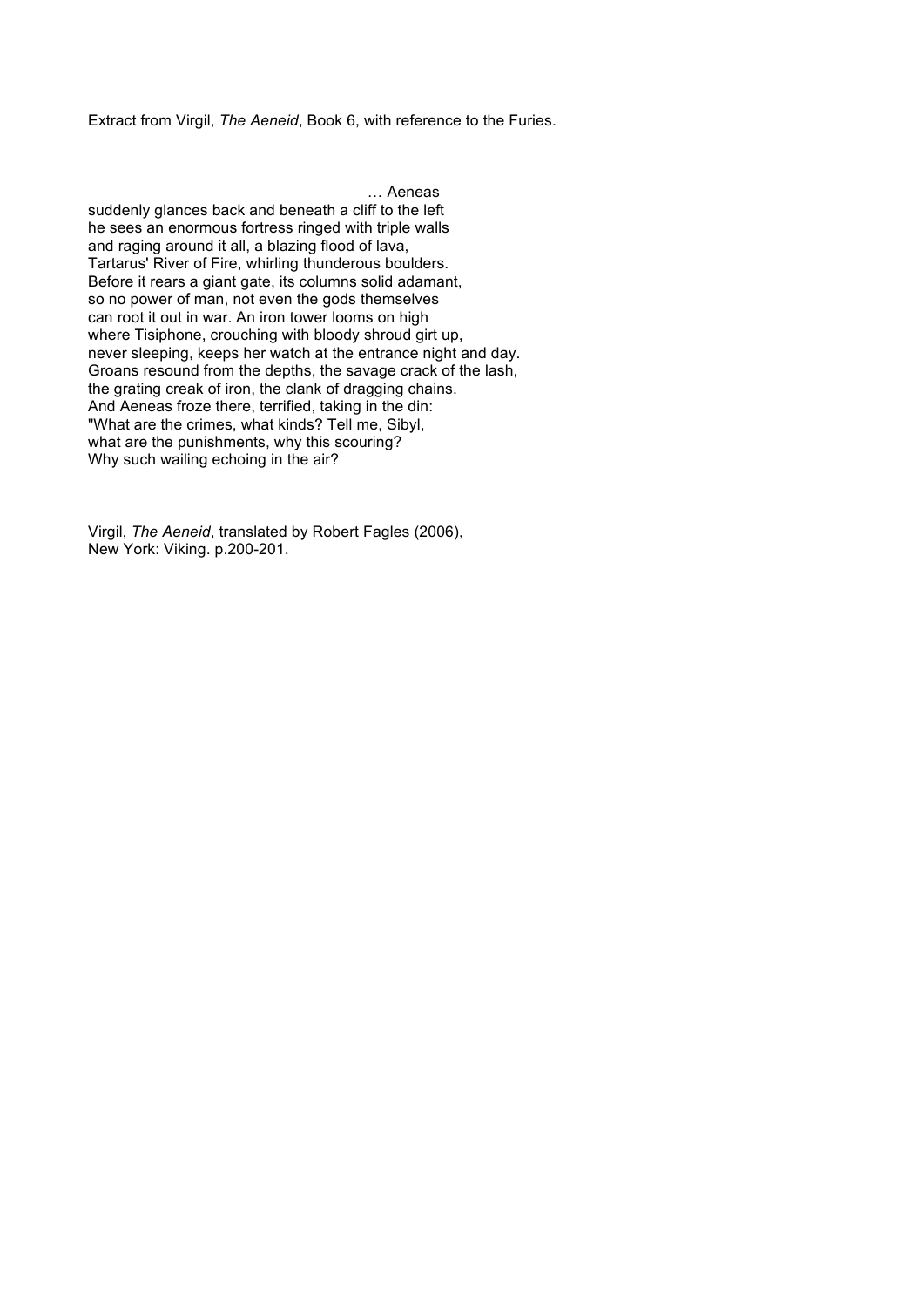Extract from Virgil, *The Aeneid*, Book 6, with reference to the Furies.

… Aeneas  
suddenly glances back and beneath a cliff to the left  
he sees an enormous fortress ringed with triple walls  
and raging around it all, a blazing flood of lava,  
Tartarus' River of Fire, whirling thunderous boulders.  
Before it rears a giant gate, its columns solid adamant,  
so no power of man, not even the gods themselves  
can root it out in war. An iron tower looms on high  
where Tisiphone, crouching with bloody shroud girt up,  
never sleeping, keeps her watch at the entrance night and day.  
Groans resound from the depths, the savage crack of the lash,  
the grating creak of iron, the clank of dragging chains.  
And Aeneas froze there, terrified, taking in the din:  
"What are the crimes, what kinds? Tell me, Sibyl,  
what are the punishments, why this scouring?  
Why such wailing echoing in the air?

Virgil, *The Aeneid*, translated by Robert Fagles (2006),  
New York: Viking. p.200-201.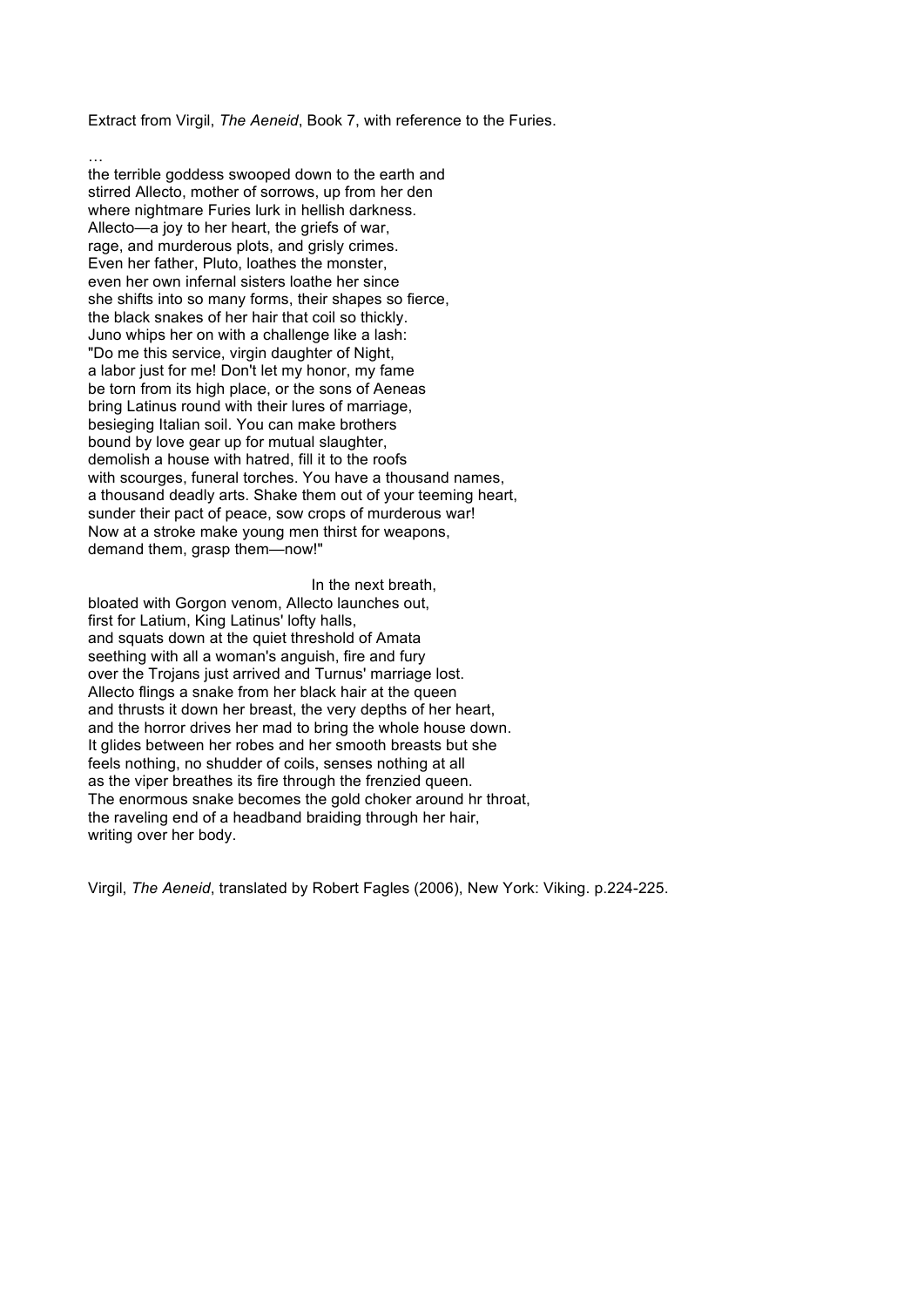Extract from Virgil, *The Aeneid*, Book 7, with reference to the Furies.

…
the terrible goddess swooped down to the earth and
stirred Allecto, mother of sorrows, up from her den
where nightmare Furies lurk in hellish darkness.
Allecto—a joy to her heart, the griefs of war,
rage, and murderous plots, and grisly crimes.
Even her father, Pluto, loathes the monster,
even her own infernal sisters loathe her since
she shifts into so many forms, their shapes so fierce,
the black snakes of her hair that coil so thickly.
Juno whips her on with a challenge like a lash:
"Do me this service, virgin daughter of Night,
a labor just for me! Don't let my honor, my fame
be torn from its high place, or the sons of Aeneas
bring Latinus round with their lures of marriage,
besieging Italian soil. You can make brothers
bound by love gear up for mutual slaughter,
demolish a house with hatred, fill it to the roofs
with scourges, funeral torches. You have a thousand names,
a thousand deadly arts. Shake them out of your teeming heart,
sunder their pact of peace, sow crops of murderous war!
Now at a stroke make young men thirst for weapons,
demand them, grasp them—now!"

In the next breath,
bloated with Gorgon venom, Allecto launches out,
first for Latium, King Latinus' lofty halls,
and squats down at the quiet threshold of Amata
seething with all a woman's anguish, fire and fury
over the Trojans just arrived and Turnus' marriage lost.
Allecto flings a snake from her black hair at the queen
and thrusts it down her breast, the very depths of her heart,
and the horror drives her mad to bring the whole house down.
It glides between her robes and her smooth breasts but she
feels nothing, no shudder of coils, senses nothing at all
as the viper breathes its fire through the frenzied queen.
The enormous snake becomes the gold choker around hr throat,
the raveling end of a headband braiding through her hair,
writing over her body.

Virgil, *The Aeneid*, translated by Robert Fagles (2006), New York: Viking. p.224-225.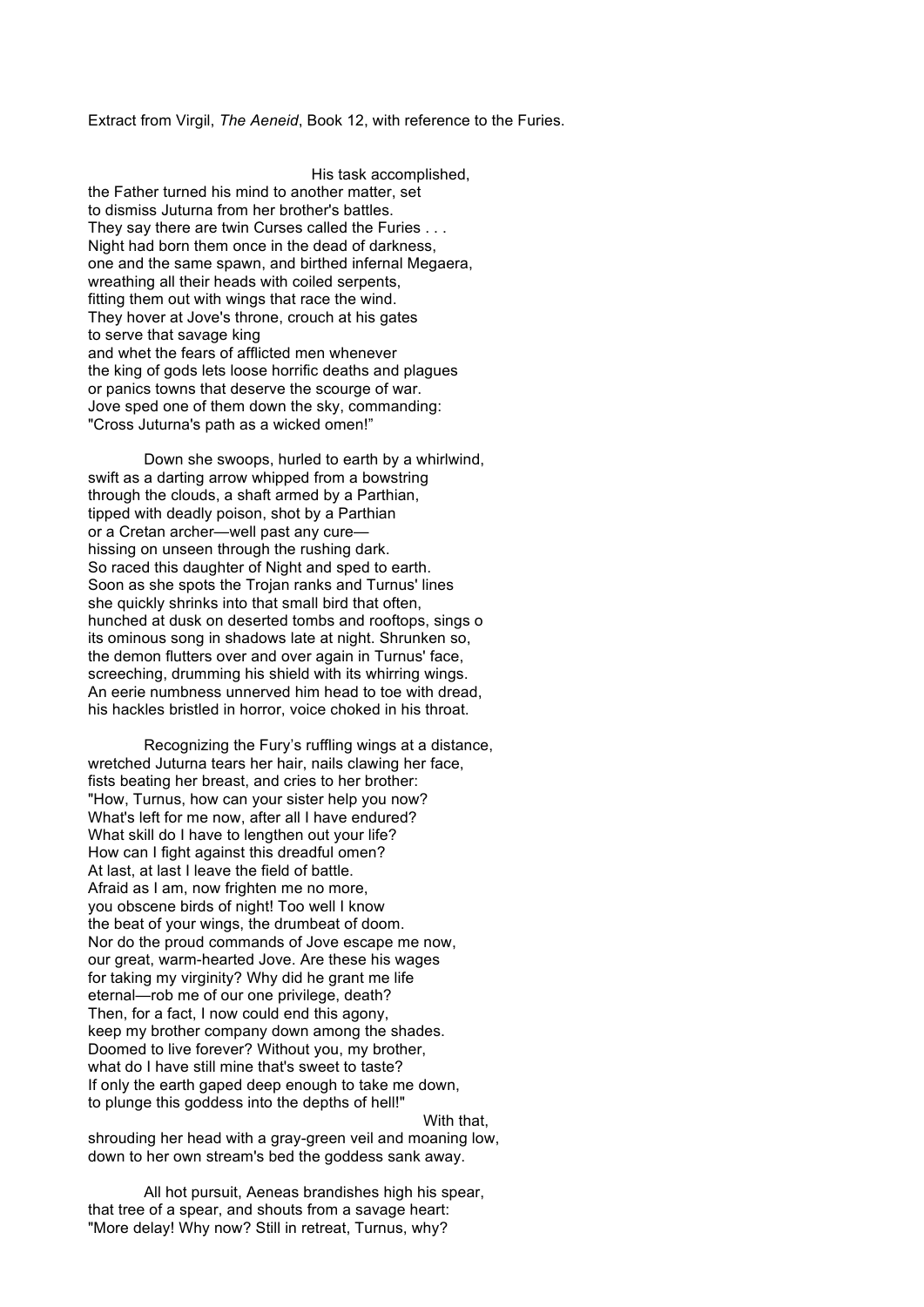Extract from Virgil, *The Aeneid*, Book 12, with reference to the Furies.

His task accomplished,  
the Father turned his mind to another matter, set  
to dismiss Juturna from her brother's battles.  
They say there are twin Curses called the Furies . . .  
Night had born them once in the dead of darkness,  
one and the same spawn, and birthed infernal Megaera,  
wreathing all their heads with coiled serpents,  
fitting them out with wings that race the wind.  
They hover at Jove's throne, crouch at his gates  
to serve that savage king  
and whet the fears of afflicted men whenever  
the king of gods lets loose horrific deaths and plagues  
or panics towns that deserve the scourge of war.  
Jove sped one of them down the sky, commanding:  
"Cross Juturna's path as a wicked omen!"

Down she swoops, hurled to earth by a whirlwind,  
swift as a darting arrow whipped from a bowstring  
through the clouds, a shaft armed by a Parthian,  
tipped with deadly poison, shot by a Parthian  
or a Cretan archer—well past any cure—  
hissing on unseen through the rushing dark.  
So raced this daughter of Night and sped to earth.  
Soon as she spots the Trojan ranks and Turnus' lines  
she quickly shrinks into that small bird that often,  
hunched at dusk on deserted tombs and rooftops, sings o  
its ominous song in shadows late at night. Shrunken so,  
the demon flutters over and over again in Turnus' face,  
screeching, drumming his shield with its whirring wings.  
An eerie numbness unnerved him head to toe with dread,  
his hackles bristled in horror, voice choked in his throat.

Recognizing the Fury's ruffling wings at a distance,  
wretched Juturna tears her hair, nails clawing her face,  
fists beating her breast, and cries to her brother:  
"How, Turnus, how can your sister help you now?  
What's left for me now, after all I have endured?  
What skill do I have to lengthen out your life?  
How can I fight against this dreadful omen?  
At last, at last I leave the field of battle.  
Afraid as I am, now frighten me no more,  
you obscene birds of night! Too well I know  
the beat of your wings, the drumbeat of doom.  
Nor do the proud commands of Jove escape me now,  
our great, warm-hearted Jove. Are these his wages  
for taking my virginity? Why did he grant me life  
eternal—rob me of our one privilege, death?  
Then, for a fact, I now could end this agony,  
keep my brother company down among the shades.  
Doomed to live forever? Without you, my brother,  
what do I have still mine that's sweet to taste?  
If only the earth gaped deep enough to take me down,  
to plunge this goddess into the depths of hell!"  
With that,  
shrouding her head with a gray-green veil and moaning low,  
down to her own stream's bed the goddess sank away.

All hot pursuit, Aeneas brandishes high his spear,  
that tree of a spear, and shouts from a savage heart:  
"More delay! Why now? Still in retreat, Turnus, why?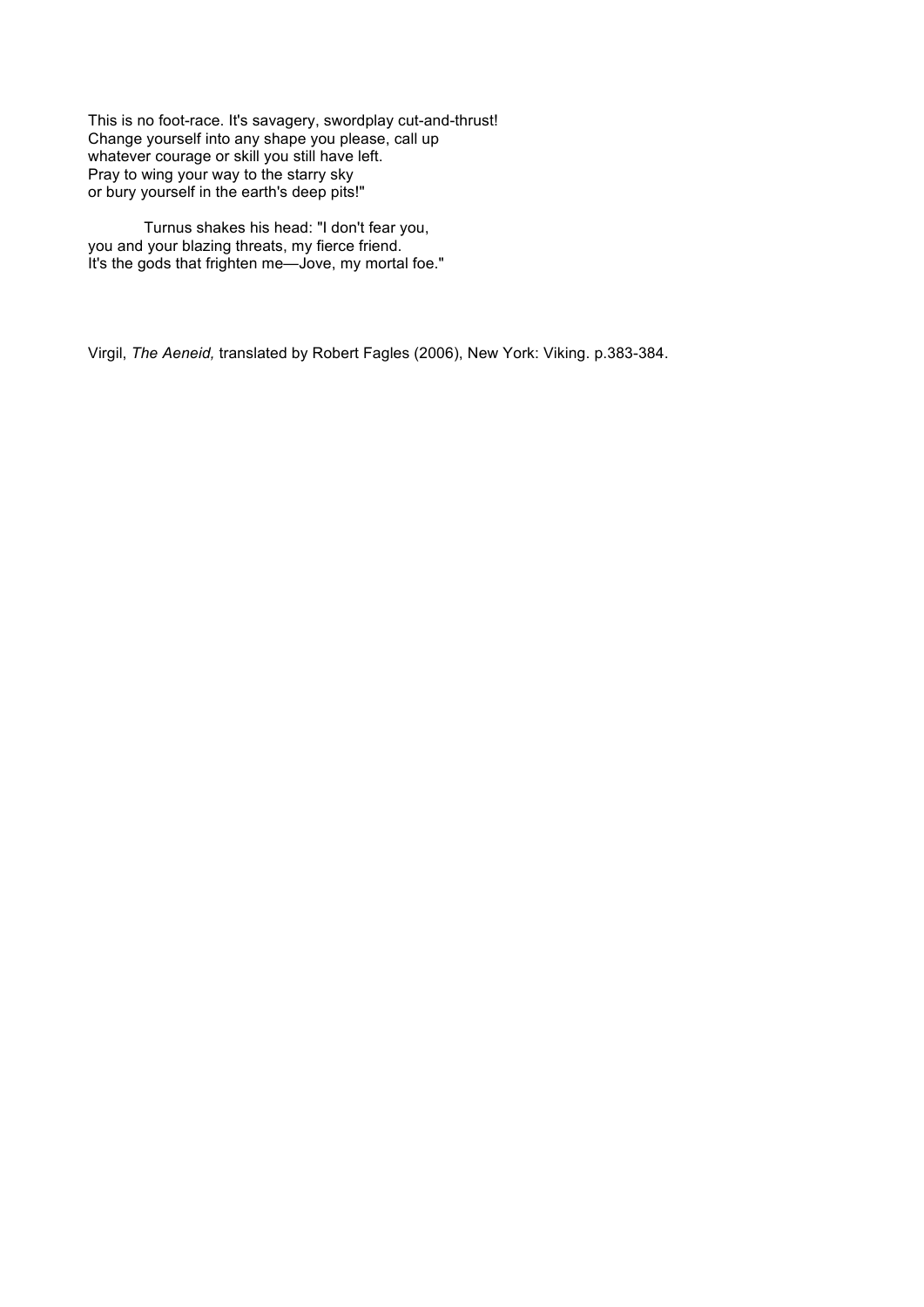This is no foot-race. It's savagery, swordplay cut-and-thrust!  
Change yourself into any shape you please, call up  
whatever courage or skill you still have left.  
Pray to wing your way to the starry sky  
or bury yourself in the earth's deep pits!"

Turnus shakes his head: "I don't fear you,  
you and your blazing threats, my fierce friend.  
It's the gods that frighten me—Jove, my mortal foe."

Virgil, *The Aeneid,* translated by Robert Fagles (2006), New York: Viking. p.383-384.